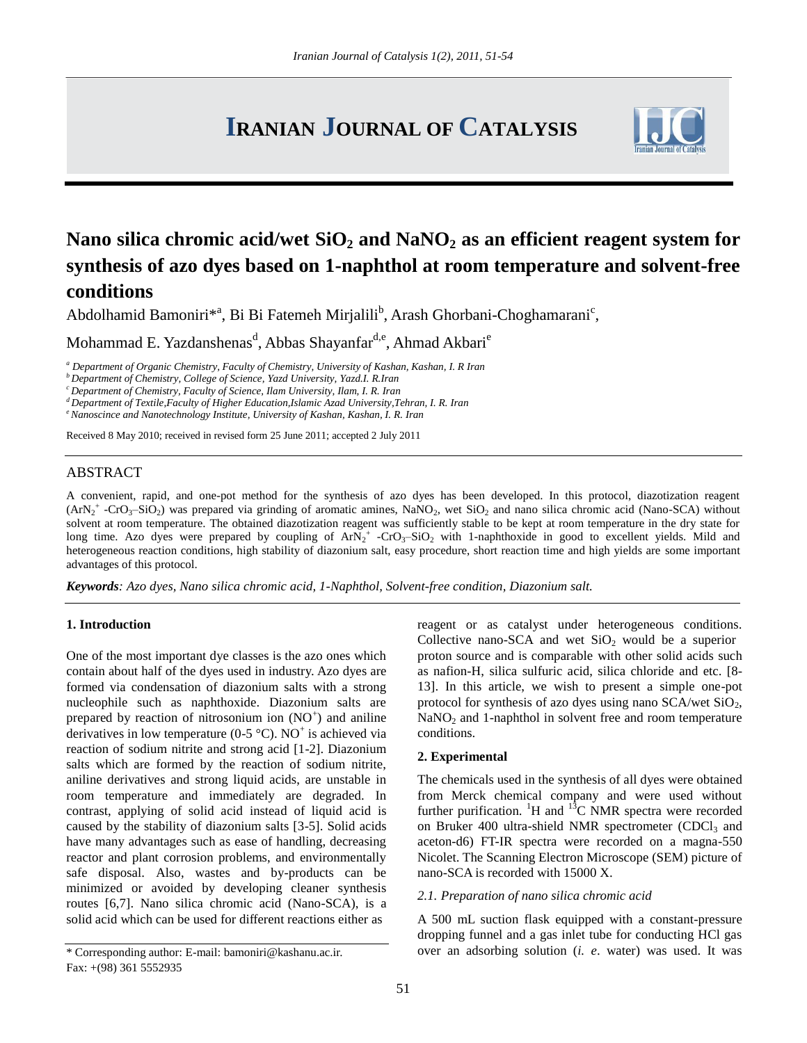# Nano silica chromic acid/wet $SiO_2$ and $NaNO_2$ as an efficient reagent system for synthesis of azo dyes based on 1-naphthol at room temperature and solvent-free conditions

Abdolhamid Bamoniri*[a], Bi Bi Fatemeh Mirjalili[b], Arash Ghorbani-Choghamarani[c], Mohammad E. Yazdanshenas[d], Abbas Shayanfar[d,e], Ahmad Akbari[e]

[a] *Department of Organic Chemistry, Faculty of Chemistry, University of Kashan, Kashan, I. R Iran*

[b] *Department of Chemistry, College of Science, Yazd University, Yazd.I. R.Iran*

[c] *Department of Chemistry, Faculty of Science, Ilam University, Ilam, I. R. Iran*

[d] *Department of Textile,Faculty of Higher Education,Islamic Azad University,Tehran, I. R. Iran*

[e] *Nanoscince and Nanotechnology Institute, University of Kashan, Kashan, I. R. Iran*

Received 8 May 2010; received in revised form 25 June 2011; accepted 2 July 2011

## ABSTRACT

A convenient, rapid, and one-pot method for the synthesis of azo dyes has been developed. In this protocol, diazotization reagent ($ArN_2^+$ $-CrO_3–SiO_2$) was prepared via grinding of aromatic amines, $NaNO_2$, wet $SiO_2$ and nano silica chromic acid (Nano-SCA) without solvent at room temperature. The obtained diazotization reagent was sufficiently stable to be kept at room temperature in the dry state for long time. Azo dyes were prepared by coupling of $ArN_2^+$ $-CrO_3–SiO_2$ with 1-naphthoxide in good to excellent yields. Mild and heterogeneous reaction conditions, high stability of diazonium salt, easy procedure, short reaction time and high yields are some important advantages of this protocol.

***Keywords**: Azo dyes, Nano silica chromic acid, 1-Naphthol, Solvent-free condition, Diazonium salt.*

## 1. Introduction

One of the most important dye classes is the azo ones which contain about half of the dyes used in industry. Azo dyes are formed via condensation of diazonium salts with a strong nucleophile such as naphthoxide. Diazonium salts are prepared by reaction of nitrosonium ion ($NO^+$) and aniline derivatives in low temperature (0-5 °C). $NO^+$ is achieved via reaction of sodium nitrite and strong acid [1-2]. Diazonium salts which are formed by the reaction of sodium nitrite, aniline derivatives and strong liquid acids, are unstable in room temperature and immediately are degraded. In contrast, applying of solid acid instead of liquid acid is caused by the stability of diazonium salts [3-5]. Solid acids have many advantages such as ease of handling, decreasing reactor and plant corrosion problems, and environmentally safe disposal. Also, wastes and by-products can be minimized or avoided by developing cleaner synthesis routes [6,7]. Nano silica chromic acid (Nano-SCA), is a solid acid which can be used for different reactions either as reagent or as catalyst under heterogeneous conditions. Collective nano-SCA and wet $SiO_2$ would be a superior proton source and is comparable with other solid acids such as nafion-H, silica sulfuric acid, silica chloride and etc. [8-13]. In this article, we wish to present a simple one-pot protocol for synthesis of azo dyes using nano SCA/wet $SiO_2$, $NaNO_2$ and 1-naphthol in solvent free and room temperature conditions.

## 2. Experimental

The chemicals used in the synthesis of all dyes were obtained from Merck chemical company and were used without further purification. $^1H$ and $^{13}C$ NMR spectra were recorded on Bruker 400 ultra-shield NMR spectrometer ($CDCl_3$ and aceton-d6) FT-IR spectra were recorded on a magna-550 Nicolet. The Scanning Electron Microscope (SEM) picture of nano-SCA is recorded with 15000 X.

### *2.1. Preparation of nano silica chromic acid*

A 500 mL suction flask equipped with a constant-pressure dropping funnel and a gas inlet tube for conducting HCl gas over an adsorbing solution (*i. e*. water) was used. It was

\* Corresponding author: E-mail: bamoniri@kashanu.ac.ir.
Fax: +(98) 361 5552935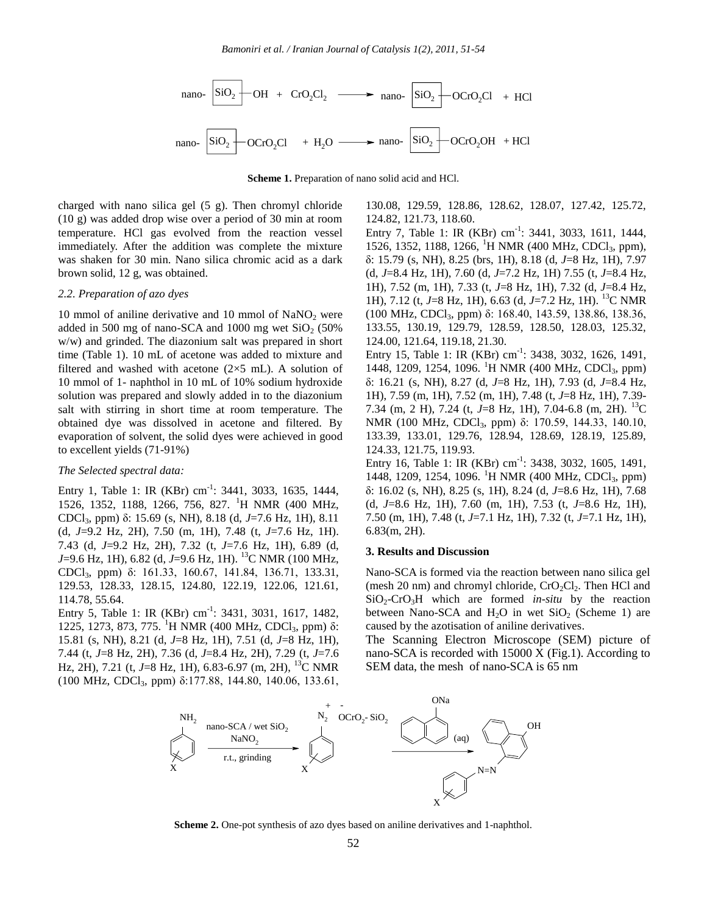$$\text{nano-}\boxed{SiO_2}\text{—OH} + CrO_2Cl_2 \longrightarrow \text{nano-}\boxed{SiO_2}\text{—OCrO}_2\text{Cl} + HCl$$

$$\text{nano-}\boxed{SiO_2}\text{—OCrO}_2\text{Cl} + H_2O \longrightarrow \text{nano-}\boxed{SiO_2}\text{—OCrO}_2\text{OH} + HCl$$

**Scheme 1.** Preparation of nano solid acid and HCl.

charged with nano silica gel (5 g). Then chromyl chloride (10 g) was added drop wise over a period of 30 min at room temperature. HCl gas evolved from the reaction vessel immediately. After the addition was complete the mixture was shaken for 30 min. Nano silica chromic acid as a dark brown solid, 12 g, was obtained.

### *2.2. Preparation of azo dyes*

10 mmol of aniline derivative and 10 mmol of $NaNO_2$ were added in 500 mg of nano-SCA and 1000 mg wet $SiO_2$ (50% w/w) and grinded. The diazonium salt was prepared in short time (Table 1). 10 mL of acetone was added to mixture and filtered and washed with acetone (2×5 mL). A solution of 10 mmol of 1- naphthol in 10 mL of 10% sodium hydroxide solution was prepared and slowly added in to the diazonium salt with stirring in short time at room temperature. The obtained dye was dissolved in acetone and filtered. By evaporation of solvent, the solid dyes were achieved in good to excellent yields (71-91%)

*The Selected spectral data:*

Entry 1, Table 1: IR (KBr) $cm^{-1}$: 3441, 3033, 1635, 1444, 1526, 1352, 1188, 1266, 756, 827. $^1H$ NMR (400 MHz, $CDCl_3$, ppm) δ: 15.69 (s, NH), 8.18 (d, *J*=7.6 Hz, 1H), 8.11 (d, *J*=9.2 Hz, 2H), 7.50 (m, 1H), 7.48 (t, *J*=7.6 Hz, 1H). 7.43 (d, *J*=9.2 Hz, 2H), 7.32 (t, *J*=7.6 Hz, 1H), 6.89 (d, *J*=9.6 Hz, 1H), 6.82 (d, *J*=9.6 Hz, 1H). $^{13}C$ NMR (100 MHz, $CDCl_3$, ppm) δ: 161.33, 160.67, 141.84, 136.71, 133.31, 129.53, 128.33, 128.15, 124.80, 122.19, 122.06, 121.61, 114.78, 55.64.

Entry 5, Table 1: IR (KBr) $cm^{-1}$: 3431, 3031, 1617, 1482, 1225, 1273, 873, 775. $^1H$ NMR (400 MHz, $CDCl_3$, ppm) δ: 15.81 (s, NH), 8.21 (d, *J*=8 Hz, 1H), 7.51 (d, *J*=8 Hz, 1H), 7.44 (t, *J*=8 Hz, 2H), 7.36 (d, *J*=8.4 Hz, 2H), 7.29 (t, *J*=7.6 Hz, 2H), 7.21 (t, *J*=8 Hz, 1H), 6.83-6.97 (m, 2H), $^{13}C$ NMR (100 MHz, $CDCl_3$, ppm) δ:177.88, 144.80, 140.06, 133.61, 130.08, 129.59, 128.86, 128.62, 128.07, 127.42, 125.72, 124.82, 121.73, 118.60.

Entry 7, Table 1: IR (KBr) $cm^{-1}$: 3441, 3033, 1611, 1444, 1526, 1352, 1188, 1266, $^1H$ NMR (400 MHz, $CDCl_3$, ppm), δ: 15.79 (s, NH), 8.25 (brs, 1H), 8.18 (d, *J*=8 Hz, 1H), 7.97 (d, *J*=8.4 Hz, 1H), 7.60 (d, *J*=7.2 Hz, 1H) 7.55 (t, *J*=8.4 Hz, 1H), 7.52 (m, 1H), 7.33 (t, *J*=8 Hz, 1H), 7.32 (d, *J*=8.4 Hz, 1H), 7.12 (t, *J*=8 Hz, 1H), 6.63 (d, *J*=7.2 Hz, 1H). $^{13}C$ NMR (100 MHz, $CDCl_3$, ppm) δ: 168.40, 143.59, 138.86, 138.36, 133.55, 130.19, 129.79, 128.59, 128.50, 128.03, 125.32, 124.00, 121.64, 119.18, 21.30.

Entry 15, Table 1: IR (KBr) $cm^{-1}$: 3438, 3032, 1626, 1491, 1448, 1209, 1254, 1096. $^1H$ NMR (400 MHz, $CDCl_3$, ppm) δ: 16.21 (s, NH), 8.27 (d, *J*=8 Hz, 1H), 7.93 (d, *J*=8.4 Hz, 1H), 7.59 (m, 1H), 7.52 (m, 1H), 7.48 (t, *J*=8 Hz, 1H), 7.39-7.34 (m, 2 H), 7.24 (t, *J*=8 Hz, 1H), 7.04-6.8 (m, 2H). $^{13}C$ NMR (100 MHz, $CDCl_3$, ppm) δ: 170.59, 144.33, 140.10, 133.39, 133.01, 129.76, 128.94, 128.69, 128.19, 125.89, 124.33, 121.75, 119.93.

Entry 16, Table 1: IR (KBr) $cm^{-1}$: 3438, 3032, 1605, 1491, 1448, 1209, 1254, 1096. $^1H$ NMR (400 MHz, $CDCl_3$, ppm) δ: 16.02 (s, NH), 8.25 (s, 1H), 8.24 (d, *J*=8.6 Hz, 1H), 7.68 (d, *J*=8.6 Hz, 1H), 7.60 (m, 1H), 7.53 (t, *J*=8.6 Hz, 1H), 7.50 (m, 1H), 7.48 (t, *J*=7.1 Hz, 1H), 7.32 (t, *J*=7.1 Hz, 1H), 6.83(m, 2H).

## 3. Results and Discussion

Nano-SCA is formed via the reaction between nano silica gel (mesh 20 nm) and chromyl chloride, $CrO_2Cl_2$. Then HCl and $SiO_2$-$CrO_3H$ which are formed *in-situ* by the reaction between Nano-SCA and $H_2O$ in wet $SiO_2$ (Scheme 1) are caused by the azotisation of aniline derivatives.

The Scanning Electron Microscope (SEM) picture of nano-SCA is recorded with 15000 X (Fig.1). According to SEM data, the mesh of nano-SCA is 65 nm

**Scheme 2.** One-pot synthesis of azo dyes based on aniline derivatives and 1-naphthol.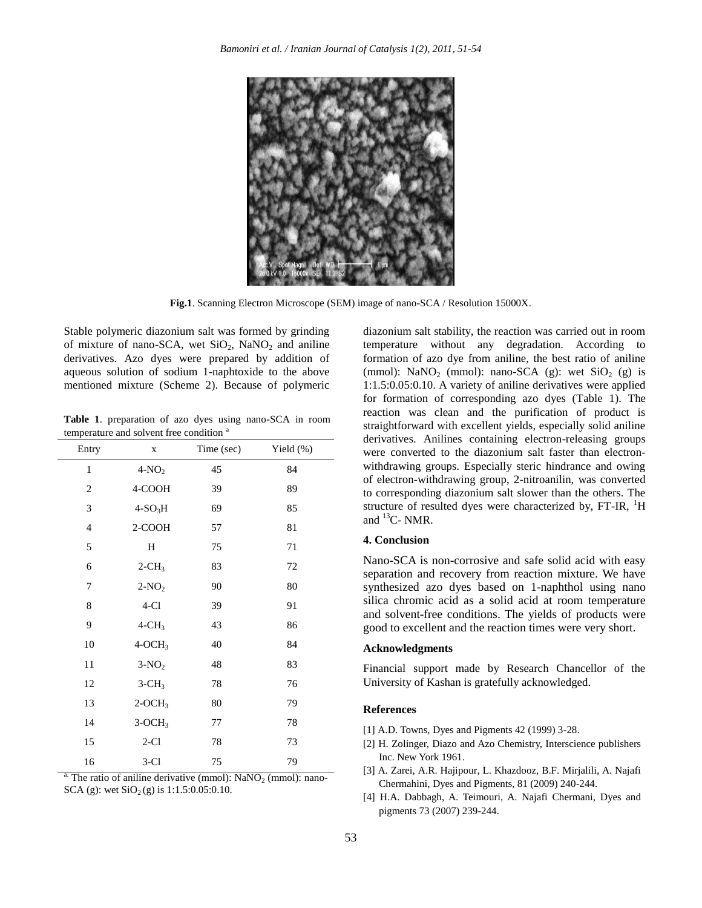**Fig.1**. Scanning Electron Microscope (SEM) image of nano-SCA / Resolution 15000X.

Stable polymeric diazonium salt was formed by grinding of mixture of nano-SCA, wet $SiO_2$, $NaNO_2$ and aniline derivatives. Azo dyes were prepared by addition of aqueous solution of sodium 1-naphtoxide to the above mentioned mixture (Scheme 2). Because of polymeric diazonium salt stability, the reaction was carried out in room temperature without any degradation. According to formation of azo dye from aniline, the best ratio of aniline (mmol): $NaNO_2$ (mmol): nano-SCA (g): wet $SiO_2$ (g) is 1:1.5:0.05:0.10. A variety of aniline derivatives were applied for formation of corresponding azo dyes (Table 1). The reaction was clean and the purification of product is straightforward with excellent yields, especially solid aniline derivatives. Anilines containing electron-releasing groups were converted to the diazonium salt faster than electron-withdrawing groups. Especially steric hindrance and owing of electron-withdrawing group, 2-nitroanilin, was converted to corresponding diazonium salt slower than the others. The structure of resulted dyes were characterized by, FT-IR, $^1H$ and $^{13}C$- NMR.

**Table 1**. preparation of azo dyes using nano-SCA in room temperature and solvent free condition [a]

| Entry | x | Time (sec) | Yield (%) |
|---|---|---|---|
| 1 | 4-$NO_2$ | 45 | 84 |
| 2 | 4-COOH | 39 | 89 |
| 3 | 4-$SO_3H$ | 69 | 85 |
| 4 | 2-COOH | 57 | 81 |
| 5 | H | 75 | 71 |
| 6 | 2-$CH_3$ | 83 | 72 |
| 7 | 2-$NO_2$ | 90 | 80 |
| 8 | 4-Cl | 39 | 91 |
| 9 | 4-$CH_3$ | 43 | 86 |
| 10 | 4-$OCH_3$ | 40 | 84 |
| 11 | 3-$NO_2$ | 48 | 83 |
| 12 | 3-$CH_3$ | 78 | 76 |
| 13 | 2-$OCH_3$ | 80 | 79 |
| 14 | 3-$OCH_3$ | 77 | 78 |
| 15 | 2-Cl | 78 | 73 |
| 16 | 3-Cl | 75 | 79 |

[a] The ratio of aniline derivative (mmol): $NaNO_2$ (mmol): nano-SCA (g): wet $SiO_2$ (g) is 1:1.5:0.05:0.10.

### 4. Conclusion

Nano-SCA is non-corrosive and safe solid acid with easy separation and recovery from reaction mixture. We have synthesized azo dyes based on 1-naphthol using nano silica chromic acid as a solid acid at room temperature and solvent-free conditions. The yields of products were good to excellent and the reaction times were very short.

### Acknowledgments

Financial support made by Research Chancellor of the University of Kashan is gratefully acknowledged.

### References

[1] A.D. Towns, Dyes and Pigments 42 (1999) 3-28.

[2] H. Zolinger, Diazo and Azo Chemistry, Interscience publishers Inc. New York 1961.

[3] A. Zarei, A.R. Hajipour, L. Khazdooz, B.F. Mirjalili, A. Najafi Chermahini, Dyes and Pigments, 81 (2009) 240-244.

[4] H.A. Dabbagh, A. Teimouri, A. Najafi Chermani, Dyes and pigments 73 (2007) 239-244.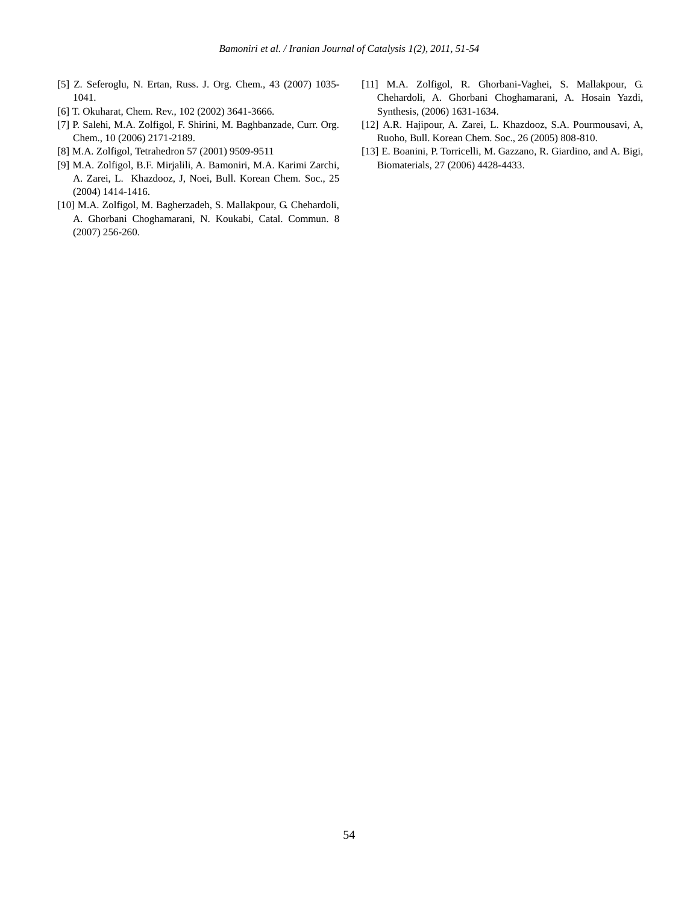[5] Z. Seferoglu, N. Ertan, Russ. J. Org. Chem., 43 (2007) 1035-1041.

[6] T. Okuharat, Chem. Rev., 102 (2002) 3641-3666.

[7] P. Salehi, M.A. Zolfigol, F. Shirini, M. Baghbanzade, Curr. Org. Chem., 10 (2006) 2171-2189.

[8] M.A. Zolfigol, Tetrahedron 57 (2001) 9509-9511

[9] M.A. Zolfigol, B.F. Mirjalili, A. Bamoniri, M.A. Karimi Zarchi, A. Zarei, L. Khazdooz, J, Noei, Bull. Korean Chem. Soc., 25 (2004) 1414-1416.

[10] M.A. Zolfigol, M. Bagherzadeh, S. Mallakpour, G. Chehardoli, A. Ghorbani Choghamarani, N. Koukabi, Catal. Commun. 8 (2007) 256-260.

[11] M.A. Zolfigol, R. Ghorbani-Vaghei, S. Mallakpour, G. Chehardoli, A. Ghorbani Choghamarani, A. Hosain Yazdi, Synthesis, (2006) 1631-1634.

[12] A.R. Hajipour, A. Zarei, L. Khazdooz, S.A. Pourmousavi, A, Ruoho, Bull. Korean Chem. Soc., 26 (2005) 808-810.

[13] E. Boanini, P. Torricelli, M. Gazzano, R. Giardino, and A. Bigi, Biomaterials, 27 (2006) 4428-4433.